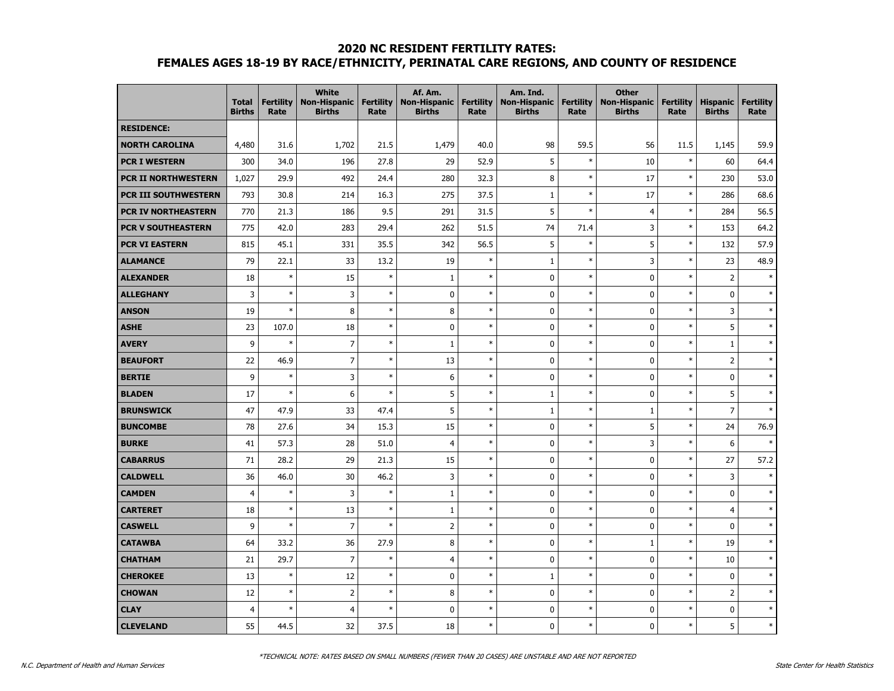# 2020 NC RESIDENT FERTILITY RATES:
## FEMALES AGES 18-19 BY RACE/ETHNICITY, PERINATAL CARE REGIONS, AND COUNTY OF RESIDENCE

| | Total Births | Fertility Rate | White Non-Hispanic Births | Fertility Rate | Af. Am. Non-Hispanic Births | Fertility Rate | Am. Ind. Non-Hispanic Births | Fertility Rate | Other Non-Hispanic Births | Fertility Rate | Hispanic Births | Fertility Rate |
|---|---|---|---|---|---|---|---|---|---|---|---|---|
| **RESIDENCE:** | | | | | | | | | | | | |
| **NORTH CAROLINA** | 4,480 | 31.6 | 1,702 | 21.5 | 1,479 | 40.0 | 98 | 59.5 | 56 | 11.5 | 1,145 | 59.9 |
| **PCR I WESTERN** | 300 | 34.0 | 196 | 27.8 | 29 | 52.9 | 5 | * | 10 | * | 60 | 64.4 |
| **PCR II NORTHWESTERN** | 1,027 | 29.9 | 492 | 24.4 | 280 | 32.3 | 8 | * | 17 | * | 230 | 53.0 |
| **PCR III SOUTHWESTERN** | 793 | 30.8 | 214 | 16.3 | 275 | 37.5 | 1 | * | 17 | * | 286 | 68.6 |
| **PCR IV NORTHEASTERN** | 770 | 21.3 | 186 | 9.5 | 291 | 31.5 | 5 | * | 4 | * | 284 | 56.5 |
| **PCR V SOUTHEASTERN** | 775 | 42.0 | 283 | 29.4 | 262 | 51.5 | 74 | 71.4 | 3 | * | 153 | 64.2 |
| **PCR VI EASTERN** | 815 | 45.1 | 331 | 35.5 | 342 | 56.5 | 5 | * | 5 | * | 132 | 57.9 |
| **ALAMANCE** | 79 | 22.1 | 33 | 13.2 | 19 | * | 1 | * | 3 | * | 23 | 48.9 |
| **ALEXANDER** | 18 | * | 15 | * | 1 | * | 0 | * | 0 | * | 2 | * |
| **ALLEGHANY** | 3 | * | 3 | * | 0 | * | 0 | * | 0 | * | 0 | * |
| **ANSON** | 19 | * | 8 | * | 8 | * | 0 | * | 0 | * | 3 | * |
| **ASHE** | 23 | 107.0 | 18 | * | 0 | * | 0 | * | 0 | * | 5 | * |
| **AVERY** | 9 | * | 7 | * | 1 | * | 0 | * | 0 | * | 1 | * |
| **BEAUFORT** | 22 | 46.9 | 7 | * | 13 | * | 0 | * | 0 | * | 2 | * |
| **BERTIE** | 9 | * | 3 | * | 6 | * | 0 | * | 0 | * | 0 | * |
| **BLADEN** | 17 | * | 6 | * | 5 | * | 1 | * | 0 | * | 5 | * |
| **BRUNSWICK** | 47 | 47.9 | 33 | 47.4 | 5 | * | 1 | * | 1 | * | 7 | * |
| **BUNCOMBE** | 78 | 27.6 | 34 | 15.3 | 15 | * | 0 | * | 5 | * | 24 | 76.9 |
| **BURKE** | 41 | 57.3 | 28 | 51.0 | 4 | * | 0 | * | 3 | * | 6 | * |
| **CABARRUS** | 71 | 28.2 | 29 | 21.3 | 15 | * | 0 | * | 0 | * | 27 | 57.2 |
| **CALDWELL** | 36 | 46.0 | 30 | 46.2 | 3 | * | 0 | * | 0 | * | 3 | * |
| **CAMDEN** | 4 | * | 3 | * | 1 | * | 0 | * | 0 | * | 0 | * |
| **CARTERET** | 18 | * | 13 | * | 1 | * | 0 | * | 0 | * | 4 | * |
| **CASWELL** | 9 | * | 7 | * | 2 | * | 0 | * | 0 | * | 0 | * |
| **CATAWBA** | 64 | 33.2 | 36 | 27.9 | 8 | * | 0 | * | 1 | * | 19 | * |
| **CHATHAM** | 21 | 29.7 | 7 | * | 4 | * | 0 | * | 0 | * | 10 | * |
| **CHEROKEE** | 13 | * | 12 | * | 0 | * | 1 | * | 0 | * | 0 | * |
| **CHOWAN** | 12 | * | 2 | * | 8 | * | 0 | * | 0 | * | 2 | * |
| **CLAY** | 4 | * | 4 | * | 0 | * | 0 | * | 0 | * | 0 | * |
| **CLEVELAND** | 55 | 44.5 | 32 | 37.5 | 18 | * | 0 | * | 0 | * | 5 | * |

*TECHNICAL NOTE: RATES BASED ON SMALL NUMBERS (FEWER THAN 20 CASES) ARE UNSTABLE AND ARE NOT REPORTED

N.C. Department of Health and Human Services

State Center for Health Statistics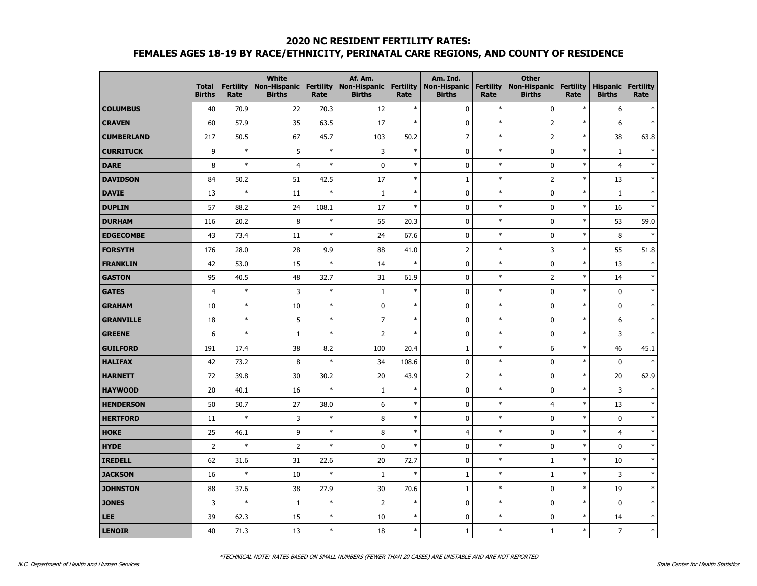# 2020 NC RESIDENT FERTILITY RATES:
## FEMALES AGES 18-19 BY RACE/ETHNICITY, PERINATAL CARE REGIONS, AND COUNTY OF RESIDENCE

| | Total Births | Fertility Rate | White Non-Hispanic Births | Fertility Rate | Af. Am. Non-Hispanic Births | Fertility Rate | Am. Ind. Non-Hispanic Births | Fertility Rate | Other Non-Hispanic Births | Fertility Rate | Hispanic Births | Fertility Rate |
|---|---|---|---|---|---|---|---|---|---|---|---|---|
| **COLUMBUS** | 40 | 70.9 | 22 | 70.3 | 12 | * | 0 | * | 0 | * | 6 | * |
| **CRAVEN** | 60 | 57.9 | 35 | 63.5 | 17 | * | 0 | * | 2 | * | 6 | * |
| **CUMBERLAND** | 217 | 50.5 | 67 | 45.7 | 103 | 50.2 | 7 | * | 2 | * | 38 | 63.8 |
| **CURRITUCK** | 9 | * | 5 | * | 3 | * | 0 | * | 0 | * | 1 | * |
| **DARE** | 8 | * | 4 | * | 0 | * | 0 | * | 0 | * | 4 | * |
| **DAVIDSON** | 84 | 50.2 | 51 | 42.5 | 17 | * | 1 | * | 2 | * | 13 | * |
| **DAVIE** | 13 | * | 11 | * | 1 | * | 0 | * | 0 | * | 1 | * |
| **DUPLIN** | 57 | 88.2 | 24 | 108.1 | 17 | * | 0 | * | 0 | * | 16 | * |
| **DURHAM** | 116 | 20.2 | 8 | * | 55 | 20.3 | 0 | * | 0 | * | 53 | 59.0 |
| **EDGECOMBE** | 43 | 73.4 | 11 | * | 24 | 67.6 | 0 | * | 0 | * | 8 | * |
| **FORSYTH** | 176 | 28.0 | 28 | 9.9 | 88 | 41.0 | 2 | * | 3 | * | 55 | 51.8 |
| **FRANKLIN** | 42 | 53.0 | 15 | * | 14 | * | 0 | * | 0 | * | 13 | * |
| **GASTON** | 95 | 40.5 | 48 | 32.7 | 31 | 61.9 | 0 | * | 2 | * | 14 | * |
| **GATES** | 4 | * | 3 | * | 1 | * | 0 | * | 0 | * | 0 | * |
| **GRAHAM** | 10 | * | 10 | * | 0 | * | 0 | * | 0 | * | 0 | * |
| **GRANVILLE** | 18 | * | 5 | * | 7 | * | 0 | * | 0 | * | 6 | * |
| **GREENE** | 6 | * | 1 | * | 2 | * | 0 | * | 0 | * | 3 | * |
| **GUILFORD** | 191 | 17.4 | 38 | 8.2 | 100 | 20.4 | 1 | * | 6 | * | 46 | 45.1 |
| **HALIFAX** | 42 | 73.2 | 8 | * | 34 | 108.6 | 0 | * | 0 | * | 0 | * |
| **HARNETT** | 72 | 39.8 | 30 | 30.2 | 20 | 43.9 | 2 | * | 0 | * | 20 | 62.9 |
| **HAYWOOD** | 20 | 40.1 | 16 | * | 1 | * | 0 | * | 0 | * | 3 | * |
| **HENDERSON** | 50 | 50.7 | 27 | 38.0 | 6 | * | 0 | * | 4 | * | 13 | * |
| **HERTFORD** | 11 | * | 3 | * | 8 | * | 0 | * | 0 | * | 0 | * |
| **HOKE** | 25 | 46.1 | 9 | * | 8 | * | 4 | * | 0 | * | 4 | * |
| **HYDE** | 2 | * | 2 | * | 0 | * | 0 | * | 0 | * | 0 | * |
| **IREDELL** | 62 | 31.6 | 31 | 22.6 | 20 | 72.7 | 0 | * | 1 | * | 10 | * |
| **JACKSON** | 16 | * | 10 | * | 1 | * | 1 | * | 1 | * | 3 | * |
| **JOHNSTON** | 88 | 37.6 | 38 | 27.9 | 30 | 70.6 | 1 | * | 0 | * | 19 | * |
| **JONES** | 3 | * | 1 | * | 2 | * | 0 | * | 0 | * | 0 | * |
| **LEE** | 39 | 62.3 | 15 | * | 10 | * | 0 | * | 0 | * | 14 | * |
| **LENOIR** | 40 | 71.3 | 13 | * | 18 | * | 1 | * | 1 | * | 7 | * |

*TECHNICAL NOTE: RATES BASED ON SMALL NUMBERS (FEWER THAN 20 CASES) ARE UNSTABLE AND ARE NOT REPORTED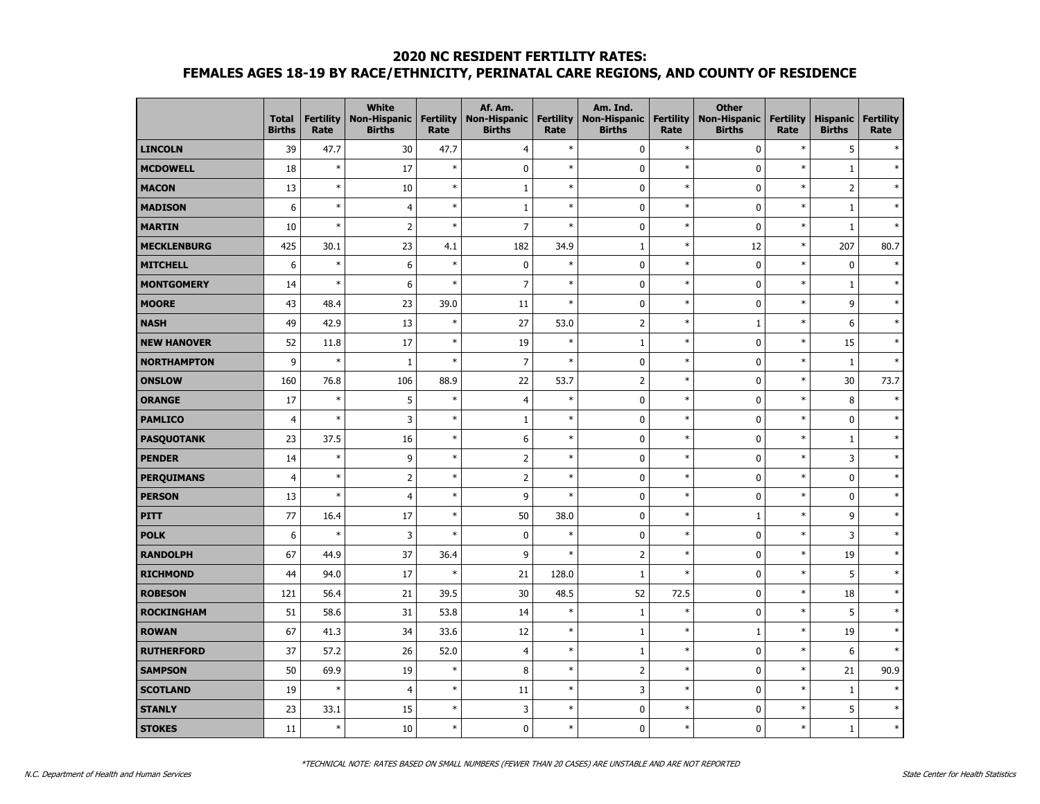# 2020 NC RESIDENT FERTILITY RATES:
## FEMALES AGES 18-19 BY RACE/ETHNICITY, PERINATAL CARE REGIONS, AND COUNTY OF RESIDENCE

| | Total Births | Fertility Rate | White Non-Hispanic Births | Fertility Rate | Af. Am. Non-Hispanic Births | Fertility Rate | Am. Ind. Non-Hispanic Births | Fertility Rate | Other Non-Hispanic Births | Fertility Rate | Hispanic Births | Fertility Rate |
|---|---|---|---|---|---|---|---|---|---|---|---|---|
| **LINCOLN** | 39 | 47.7 | 30 | 47.7 | 4 | * | 0 | * | 0 | * | 5 | * |
| **MCDOWELL** | 18 | * | 17 | * | 0 | * | 0 | * | 0 | * | 1 | * |
| **MACON** | 13 | * | 10 | * | 1 | * | 0 | * | 0 | * | 2 | * |
| **MADISON** | 6 | * | 4 | * | 1 | * | 0 | * | 0 | * | 1 | * |
| **MARTIN** | 10 | * | 2 | * | 7 | * | 0 | * | 0 | * | 1 | * |
| **MECKLENBURG** | 425 | 30.1 | 23 | 4.1 | 182 | 34.9 | 1 | * | 12 | * | 207 | 80.7 |
| **MITCHELL** | 6 | * | 6 | * | 0 | * | 0 | * | 0 | * | 0 | * |
| **MONTGOMERY** | 14 | * | 6 | * | 7 | * | 0 | * | 0 | * | 1 | * |
| **MOORE** | 43 | 48.4 | 23 | 39.0 | 11 | * | 0 | * | 0 | * | 9 | * |
| **NASH** | 49 | 42.9 | 13 | * | 27 | 53.0 | 2 | * | 1 | * | 6 | * |
| **NEW HANOVER** | 52 | 11.8 | 17 | * | 19 | * | 1 | * | 0 | * | 15 | * |
| **NORTHAMPTON** | 9 | * | 1 | * | 7 | * | 0 | * | 0 | * | 1 | * |
| **ONSLOW** | 160 | 76.8 | 106 | 88.9 | 22 | 53.7 | 2 | * | 0 | * | 30 | 73.7 |
| **ORANGE** | 17 | * | 5 | * | 4 | * | 0 | * | 0 | * | 8 | * |
| **PAMLICO** | 4 | * | 3 | * | 1 | * | 0 | * | 0 | * | 0 | * |
| **PASQUOTANK** | 23 | 37.5 | 16 | * | 6 | * | 0 | * | 0 | * | 1 | * |
| **PENDER** | 14 | * | 9 | * | 2 | * | 0 | * | 0 | * | 3 | * |
| **PERQUIMANS** | 4 | * | 2 | * | 2 | * | 0 | * | 0 | * | 0 | * |
| **PERSON** | 13 | * | 4 | * | 9 | * | 0 | * | 0 | * | 0 | * |
| **PITT** | 77 | 16.4 | 17 | * | 50 | 38.0 | 0 | * | 1 | * | 9 | * |
| **POLK** | 6 | * | 3 | * | 0 | * | 0 | * | 0 | * | 3 | * |
| **RANDOLPH** | 67 | 44.9 | 37 | 36.4 | 9 | * | 2 | * | 0 | * | 19 | * |
| **RICHMOND** | 44 | 94.0 | 17 | * | 21 | 128.0 | 1 | * | 0 | * | 5 | * |
| **ROBESON** | 121 | 56.4 | 21 | 39.5 | 30 | 48.5 | 52 | 72.5 | 0 | * | 18 | * |
| **ROCKINGHAM** | 51 | 58.6 | 31 | 53.8 | 14 | * | 1 | * | 0 | * | 5 | * |
| **ROWAN** | 67 | 41.3 | 34 | 33.6 | 12 | * | 1 | * | 1 | * | 19 | * |
| **RUTHERFORD** | 37 | 57.2 | 26 | 52.0 | 4 | * | 1 | * | 0 | * | 6 | * |
| **SAMPSON** | 50 | 69.9 | 19 | * | 8 | * | 2 | * | 0 | * | 21 | 90.9 |
| **SCOTLAND** | 19 | * | 4 | * | 11 | * | 3 | * | 0 | * | 1 | * |
| **STANLY** | 23 | 33.1 | 15 | * | 3 | * | 0 | * | 0 | * | 5 | * |
| **STOKES** | 11 | * | 10 | * | 0 | * | 0 | * | 0 | * | 1 | * |

*TECHNICAL NOTE: RATES BASED ON SMALL NUMBERS (FEWER THAN 20 CASES) ARE UNSTABLE AND ARE NOT REPORTED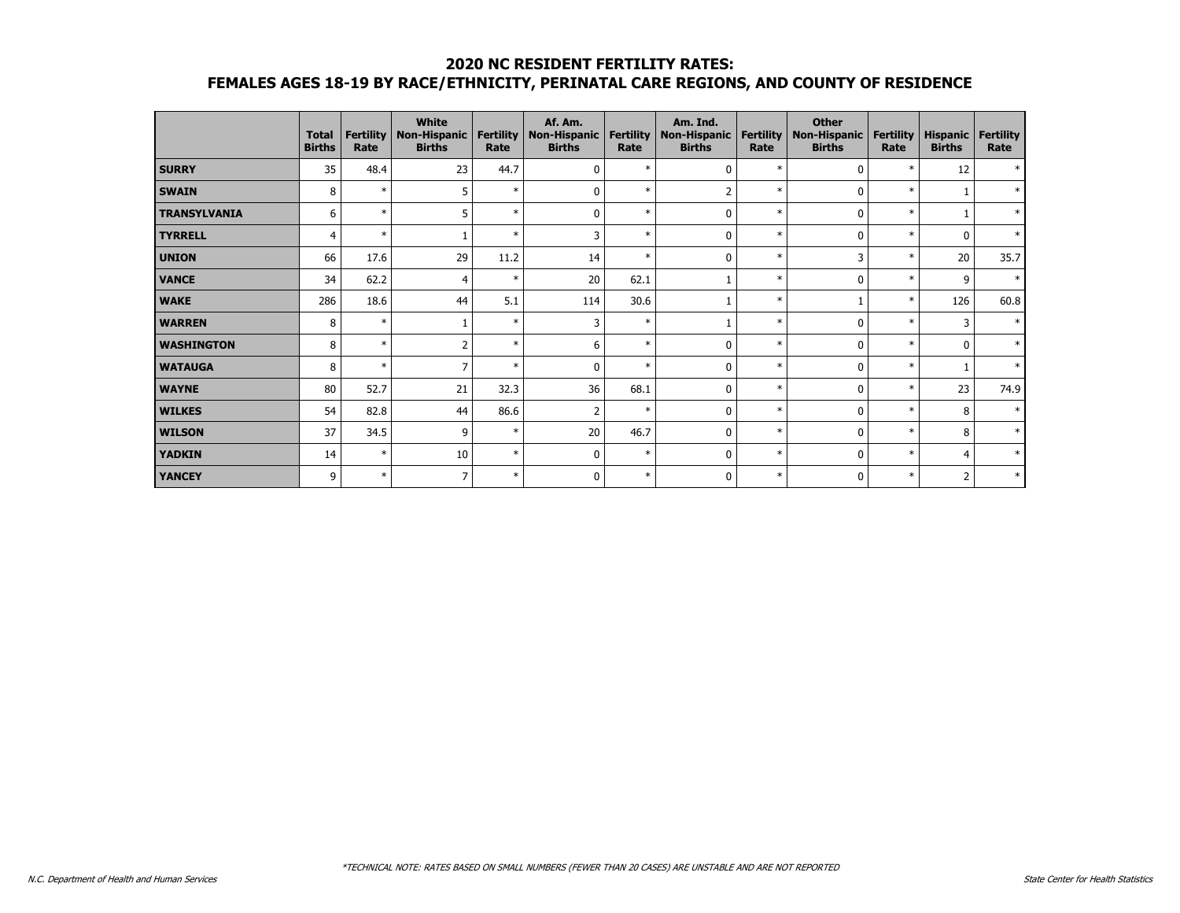## 2020 NC RESIDENT FERTILITY RATES: FEMALES AGES 18-19 BY RACE/ETHNICITY, PERINATAL CARE REGIONS, AND COUNTY OF RESIDENCE

| | Total Births | Fertility Rate | White Non-Hispanic Births | Fertility Rate | Af. Am. Non-Hispanic Births | Fertility Rate | Am. Ind. Non-Hispanic Births | Fertility Rate | Other Non-Hispanic Births | Fertility Rate | Hispanic Births | Fertility Rate |
|---|---|---|---|---|---|---|---|---|---|---|---|---|
| **SURRY** | 35 | 48.4 | 23 | 44.7 | 0 | * | 0 | * | 0 | * | 12 | * |
| **SWAIN** | 8 | * | 5 | * | 0 | * | 2 | * | 0 | * | 1 | * |
| **TRANSYLVANIA** | 6 | * | 5 | * | 0 | * | 0 | * | 0 | * | 1 | * |
| **TYRRELL** | 4 | * | 1 | * | 3 | * | 0 | * | 0 | * | 0 | * |
| **UNION** | 66 | 17.6 | 29 | 11.2 | 14 | * | 0 | * | 3 | * | 20 | 35.7 |
| **VANCE** | 34 | 62.2 | 4 | * | 20 | 62.1 | 1 | * | 0 | * | 9 | * |
| **WAKE** | 286 | 18.6 | 44 | 5.1 | 114 | 30.6 | 1 | * | 1 | * | 126 | 60.8 |
| **WARREN** | 8 | * | 1 | * | 3 | * | 1 | * | 0 | * | 3 | * |
| **WASHINGTON** | 8 | * | 2 | * | 6 | * | 0 | * | 0 | * | 0 | * |
| **WATAUGA** | 8 | * | 7 | * | 0 | * | 0 | * | 0 | * | 1 | * |
| **WAYNE** | 80 | 52.7 | 21 | 32.3 | 36 | 68.1 | 0 | * | 0 | * | 23 | 74.9 |
| **WILKES** | 54 | 82.8 | 44 | 86.6 | 2 | * | 0 | * | 0 | * | 8 | * |
| **WILSON** | 37 | 34.5 | 9 | * | 20 | 46.7 | 0 | * | 0 | * | 8 | * |
| **YADKIN** | 14 | * | 10 | * | 0 | * | 0 | * | 0 | * | 4 | * |
| **YANCEY** | 9 | * | 7 | * | 0 | * | 0 | * | 0 | * | 2 | * |

*TECHNICAL NOTE: RATES BASED ON SMALL NUMBERS (FEWER THAN 20 CASES) ARE UNSTABLE AND ARE NOT REPORTED